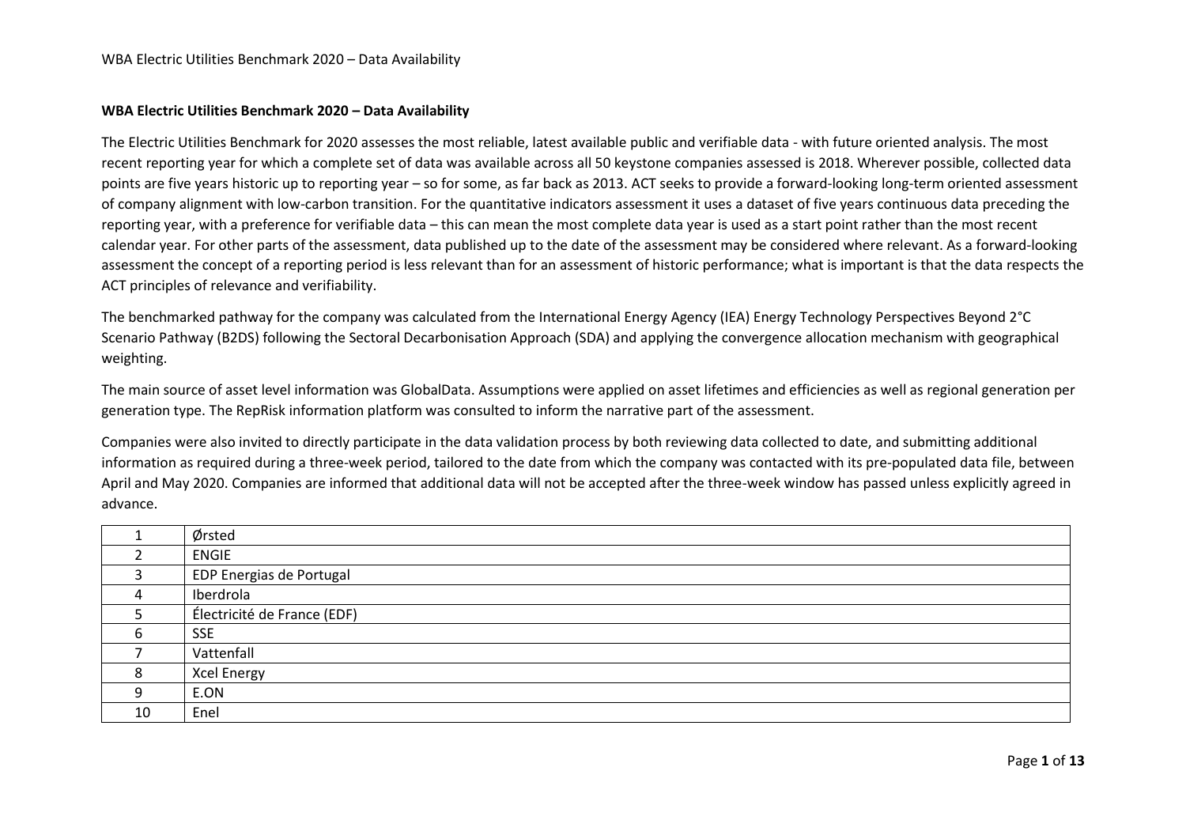**WBA Electric Utilities Benchmark 2020 – Data Availability**

The Electric Utilities Benchmark for 2020 assesses the most reliable, latest available public and verifiable data - with future oriented analysis. The most recent reporting year for which a complete set of data was available across all 50 keystone companies assessed is 2018. Wherever possible, collected data points are five years historic up to reporting year – so for some, as far back as 2013. ACT seeks to provide a forward-looking long-term oriented assessment of company alignment with low-carbon transition. For the quantitative indicators assessment it uses a dataset of five years continuous data preceding the reporting year, with a preference for verifiable data – this can mean the most complete data year is used as a start point rather than the most recent calendar year. For other parts of the assessment, data published up to the date of the assessment may be considered where relevant. As a forward-looking assessment the concept of a reporting period is less relevant than for an assessment of historic performance; what is important is that the data respects the ACT principles of relevance and verifiability.

The benchmarked pathway for the company was calculated from the International Energy Agency (IEA) Energy Technology Perspectives Beyond 2°C Scenario Pathway (B2DS) following the Sectoral Decarbonisation Approach (SDA) and applying the convergence allocation mechanism with geographical weighting.

The main source of asset level information was GlobalData. Assumptions were applied on asset lifetimes and efficiencies as well as regional generation per generation type. The RepRisk information platform was consulted to inform the narrative part of the assessment.

Companies were also invited to directly participate in the data validation process by both reviewing data collected to date, and submitting additional information as required during a three-week period, tailored to the date from which the company was contacted with its pre-populated data file, between April and May 2020. Companies are informed that additional data will not be accepted after the three-week window has passed unless explicitly agreed in advance.

| | |
|---|---|
| 1 | Ørsted |
| 2 | ENGIE |
| 3 | EDP Energias de Portugal |
| 4 | Iberdrola |
| 5 | Électricité de France (EDF) |
| 6 | SSE |
| 7 | Vattenfall |
| 8 | Xcel Energy |
| 9 | E.ON |
| 10 | Enel |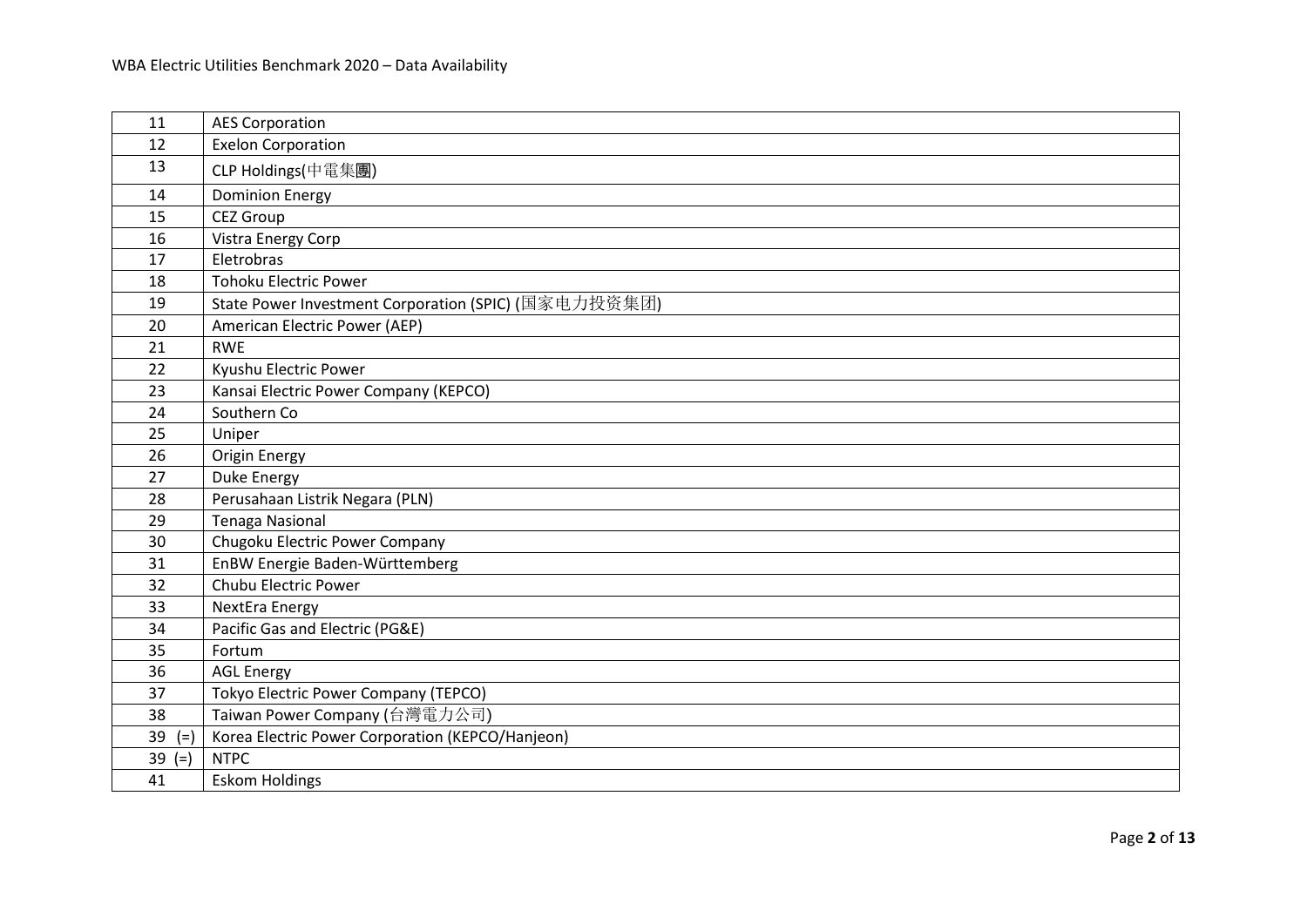| | |
|---|---|
| 11 | AES Corporation |
| 12 | Exelon Corporation |
| 13 | CLP Holdings(中電集團) |
| 14 | Dominion Energy |
| 15 | CEZ Group |
| 16 | Vistra Energy Corp |
| 17 | Eletrobras |
| 18 | Tohoku Electric Power |
| 19 | State Power Investment Corporation (SPIC) (国家电力投资集团) |
| 20 | American Electric Power (AEP) |
| 21 | RWE |
| 22 | Kyushu Electric Power |
| 23 | Kansai Electric Power Company (KEPCO) |
| 24 | Southern Co |
| 25 | Uniper |
| 26 | Origin Energy |
| 27 | Duke Energy |
| 28 | Perusahaan Listrik Negara (PLN) |
| 29 | Tenaga Nasional |
| 30 | Chugoku Electric Power Company |
| 31 | EnBW Energie Baden-Württemberg |
| 32 | Chubu Electric Power |
| 33 | NextEra Energy |
| 34 | Pacific Gas and Electric (PG&E) |
| 35 | Fortum |
| 36 | AGL Energy |
| 37 | Tokyo Electric Power Company (TEPCO) |
| 38 | Taiwan Power Company (台灣電力公司) |
| 39 (=) | Korea Electric Power Corporation (KEPCO/Hanjeon) |
| 39 (=) | NTPC |
| 41 | Eskom Holdings |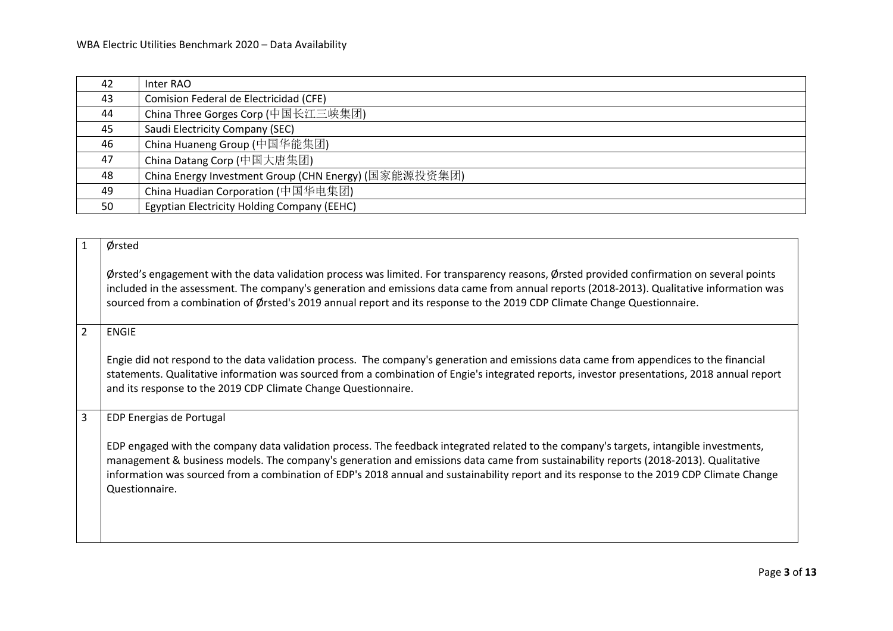| | |
|---|---|
| 42 | Inter RAO |
| 43 | Comision Federal de Electricidad (CFE) |
| 44 | China Three Gorges Corp (中国长江三峡集团) |
| 45 | Saudi Electricity Company (SEC) |
| 46 | China Huaneng Group (中国华能集团) |
| 47 | China Datang Corp (中国大唐集团) |
| 48 | China Energy Investment Group (CHN Energy) (国家能源投资集团) |
| 49 | China Huadian Corporation (中国华电集团) |
| 50 | Egyptian Electricity Holding Company (EEHC) |

| | |
|---|---|
| 1 | Ørsted<br><br>Ørsted's engagement with the data validation process was limited. For transparency reasons, Ørsted provided confirmation on several points included in the assessment. The company's generation and emissions data came from annual reports (2018-2013). Qualitative information was sourced from a combination of Ørsted's 2019 annual report and its response to the 2019 CDP Climate Change Questionnaire. |
| 2 | ENGIE<br><br>Engie did not respond to the data validation process. The company's generation and emissions data came from appendices to the financial statements. Qualitative information was sourced from a combination of Engie's integrated reports, investor presentations, 2018 annual report and its response to the 2019 CDP Climate Change Questionnaire. |
| 3 | EDP Energias de Portugal<br><br>EDP engaged with the company data validation process. The feedback integrated related to the company's targets, intangible investments, management & business models. The company's generation and emissions data came from sustainability reports (2018-2013). Qualitative information was sourced from a combination of EDP's 2018 annual and sustainability report and its response to the 2019 CDP Climate Change Questionnaire. |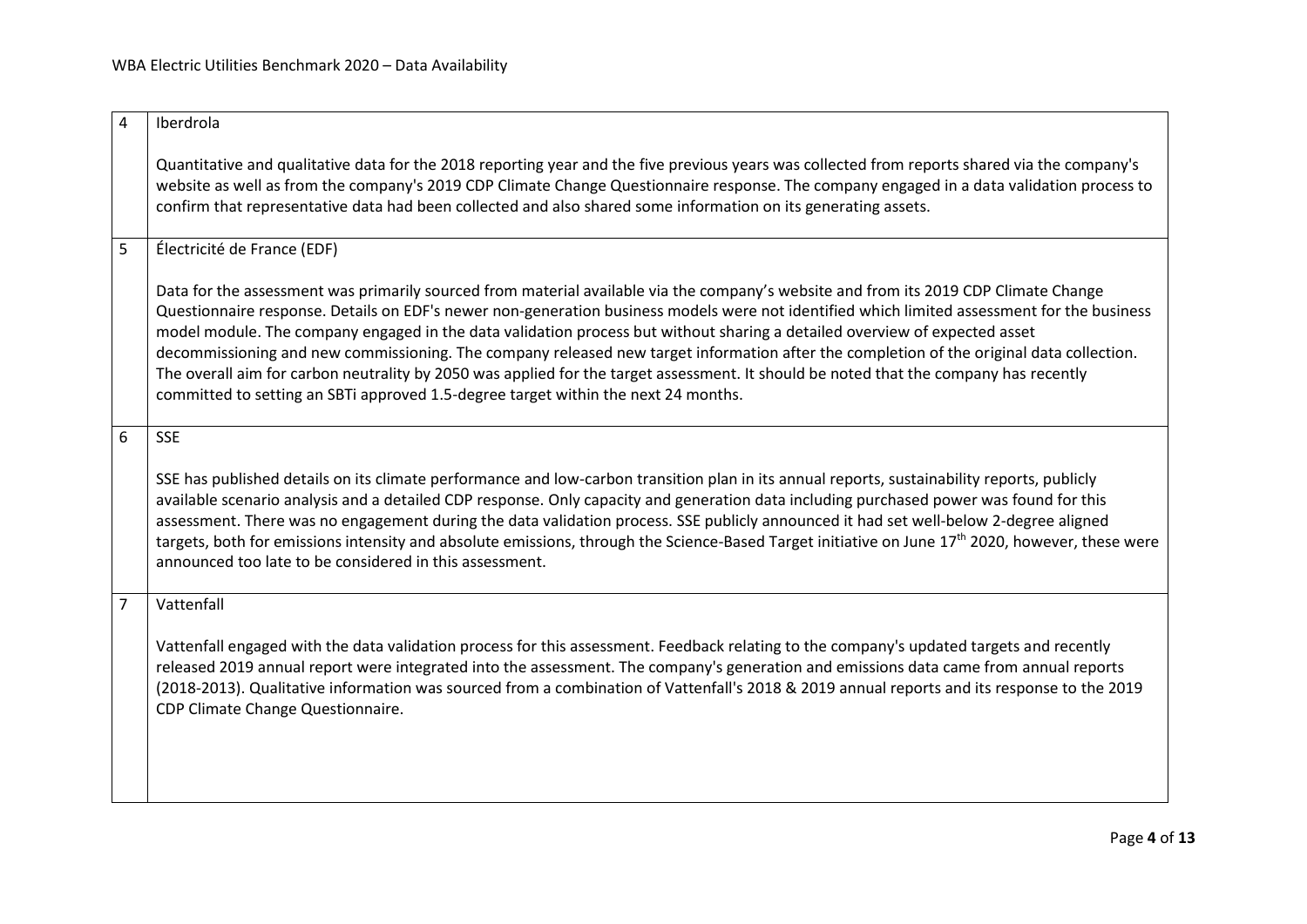| | |
|---|---|
| 4 | Iberdrola<br><br>Quantitative and qualitative data for the 2018 reporting year and the five previous years was collected from reports shared via the company's website as well as from the company's 2019 CDP Climate Change Questionnaire response. The company engaged in a data validation process to confirm that representative data had been collected and also shared some information on its generating assets. |
| 5 | Électricité de France (EDF)<br><br>Data for the assessment was primarily sourced from material available via the company's website and from its 2019 CDP Climate Change Questionnaire response. Details on EDF's newer non-generation business models were not identified which limited assessment for the business model module. The company engaged in the data validation process but without sharing a detailed overview of expected asset decommissioning and new commissioning. The company released new target information after the completion of the original data collection. The overall aim for carbon neutrality by 2050 was applied for the target assessment. It should be noted that the company has recently committed to setting an SBTi approved 1.5-degree target within the next 24 months. |
| 6 | SSE<br><br>SSE has published details on its climate performance and low-carbon transition plan in its annual reports, sustainability reports, publicly available scenario analysis and a detailed CDP response. Only capacity and generation data including purchased power was found for this assessment. There was no engagement during the data validation process. SSE publicly announced it had set well-below 2-degree aligned targets, both for emissions intensity and absolute emissions, through the Science-Based Target initiative on June 17th 2020, however, these were announced too late to be considered in this assessment. |
| 7 | Vattenfall<br><br>Vattenfall engaged with the data validation process for this assessment. Feedback relating to the company's updated targets and recently released 2019 annual report were integrated into the assessment. The company's generation and emissions data came from annual reports (2018-2013). Qualitative information was sourced from a combination of Vattenfall's 2018 & 2019 annual reports and its response to the 2019 CDP Climate Change Questionnaire. |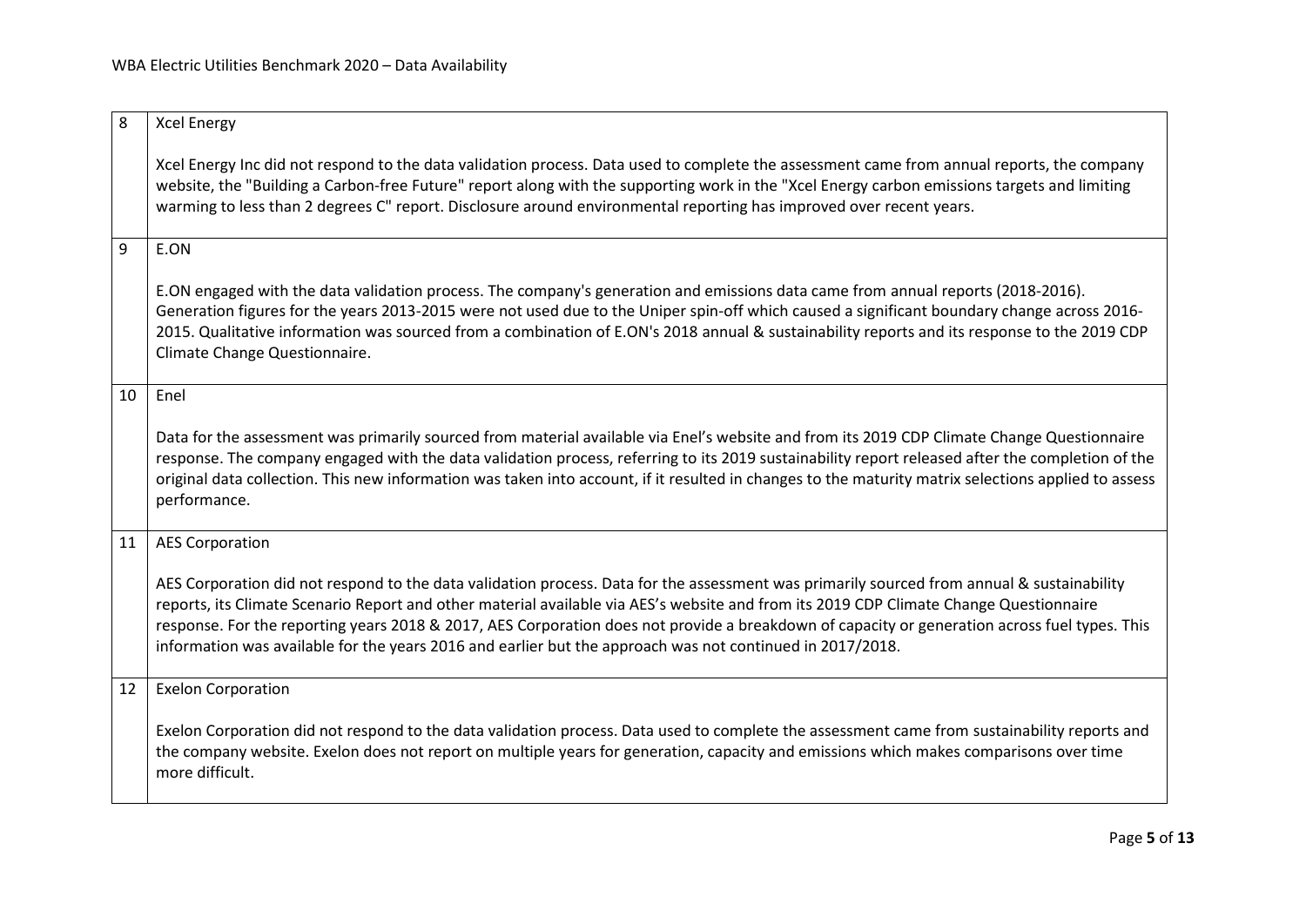| | |
|---|---|
| 8 | Xcel Energy<br><br>Xcel Energy Inc did not respond to the data validation process. Data used to complete the assessment came from annual reports, the company website, the "Building a Carbon-free Future" report along with the supporting work in the "Xcel Energy carbon emissions targets and limiting warming to less than 2 degrees C" report. Disclosure around environmental reporting has improved over recent years. |
| 9 | E.ON<br><br>E.ON engaged with the data validation process. The company's generation and emissions data came from annual reports (2018-2016). Generation figures for the years 2013-2015 were not used due to the Uniper spin-off which caused a significant boundary change across 2016-2015. Qualitative information was sourced from a combination of E.ON's 2018 annual & sustainability reports and its response to the 2019 CDP Climate Change Questionnaire. |
| 10 | Enel<br><br>Data for the assessment was primarily sourced from material available via Enel's website and from its 2019 CDP Climate Change Questionnaire response. The company engaged with the data validation process, referring to its 2019 sustainability report released after the completion of the original data collection. This new information was taken into account, if it resulted in changes to the maturity matrix selections applied to assess performance. |
| 11 | AES Corporation<br><br>AES Corporation did not respond to the data validation process. Data for the assessment was primarily sourced from annual & sustainability reports, its Climate Scenario Report and other material available via AES's website and from its 2019 CDP Climate Change Questionnaire response. For the reporting years 2018 & 2017, AES Corporation does not provide a breakdown of capacity or generation across fuel types. This information was available for the years 2016 and earlier but the approach was not continued in 2017/2018. |
| 12 | Exelon Corporation<br><br>Exelon Corporation did not respond to the data validation process. Data used to complete the assessment came from sustainability reports and the company website. Exelon does not report on multiple years for generation, capacity and emissions which makes comparisons over time more difficult. |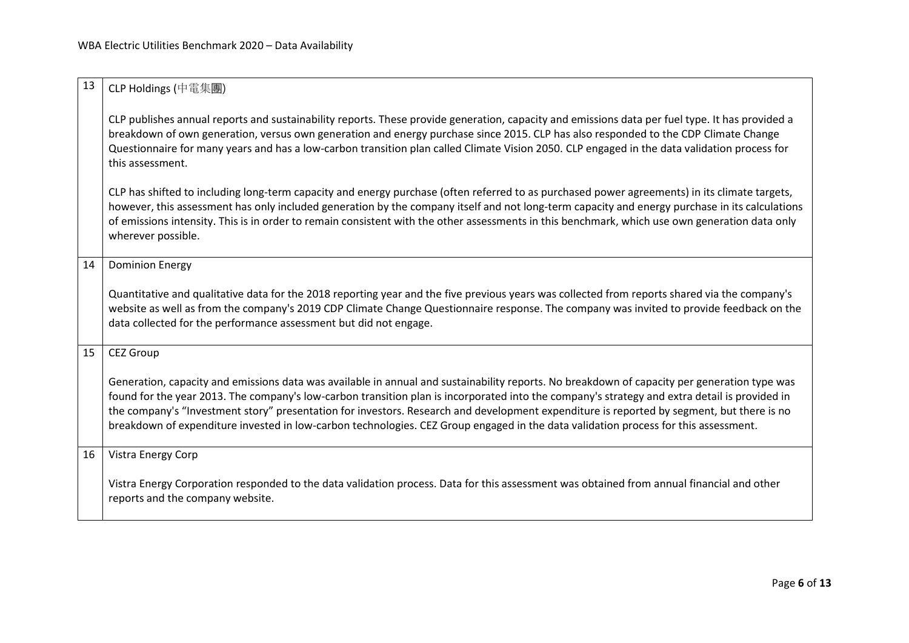| | |
|---|---|
| 13 | CLP Holdings (中電集團)<br><br>CLP publishes annual reports and sustainability reports. These provide generation, capacity and emissions data per fuel type. It has provided a breakdown of own generation, versus own generation and energy purchase since 2015. CLP has also responded to the CDP Climate Change Questionnaire for many years and has a low-carbon transition plan called Climate Vision 2050. CLP engaged in the data validation process for this assessment.<br><br>CLP has shifted to including long-term capacity and energy purchase (often referred to as purchased power agreements) in its climate targets, however, this assessment has only included generation by the company itself and not long-term capacity and energy purchase in its calculations of emissions intensity. This is in order to remain consistent with the other assessments in this benchmark, which use own generation data only wherever possible. |
| 14 | Dominion Energy<br><br>Quantitative and qualitative data for the 2018 reporting year and the five previous years was collected from reports shared via the company's website as well as from the company's 2019 CDP Climate Change Questionnaire response. The company was invited to provide feedback on the data collected for the performance assessment but did not engage. |
| 15 | CEZ Group<br><br>Generation, capacity and emissions data was available in annual and sustainability reports. No breakdown of capacity per generation type was found for the year 2013. The company's low-carbon transition plan is incorporated into the company's strategy and extra detail is provided in the company's "Investment story" presentation for investors. Research and development expenditure is reported by segment, but there is no breakdown of expenditure invested in low-carbon technologies. CEZ Group engaged in the data validation process for this assessment. |
| 16 | Vistra Energy Corp<br><br>Vistra Energy Corporation responded to the data validation process. Data for this assessment was obtained from annual financial and other reports and the company website. |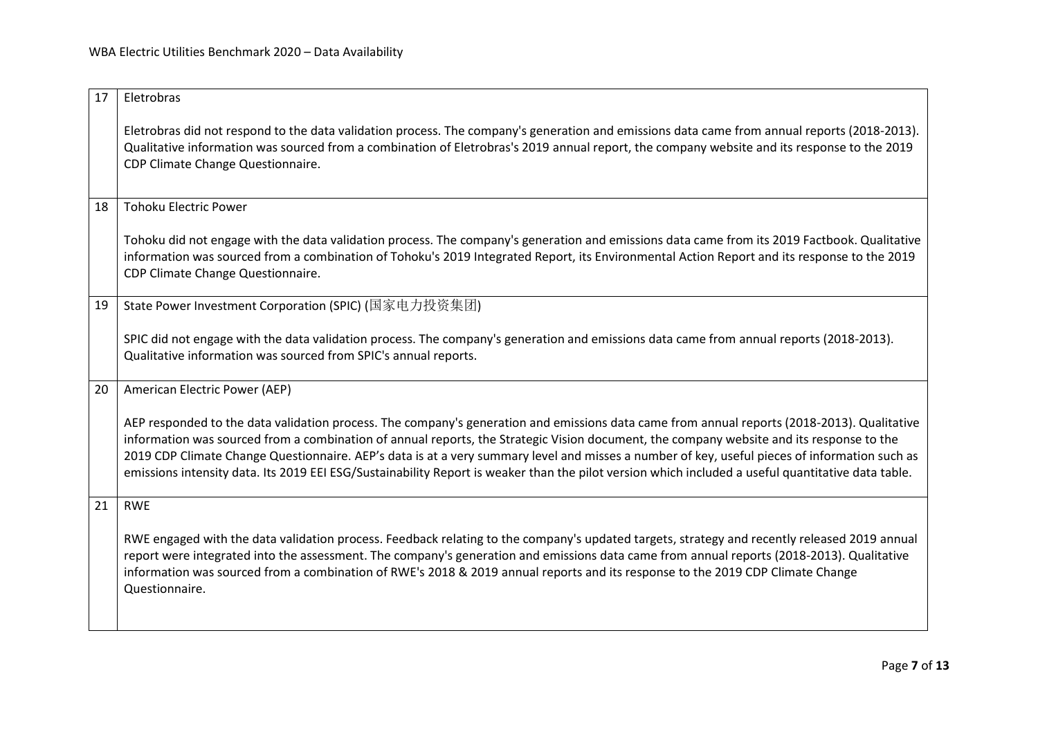| | |
|---|---|
| 17 | Eletrobras<br><br>Eletrobras did not respond to the data validation process. The company's generation and emissions data came from annual reports (2018-2013). Qualitative information was sourced from a combination of Eletrobras's 2019 annual report, the company website and its response to the 2019 CDP Climate Change Questionnaire. |
| 18 | Tohoku Electric Power<br><br>Tohoku did not engage with the data validation process. The company's generation and emissions data came from its 2019 Factbook. Qualitative information was sourced from a combination of Tohoku's 2019 Integrated Report, its Environmental Action Report and its response to the 2019 CDP Climate Change Questionnaire. |
| 19 | State Power Investment Corporation (SPIC) (国家电力投资集团)<br><br>SPIC did not engage with the data validation process. The company's generation and emissions data came from annual reports (2018-2013). Qualitative information was sourced from SPIC's annual reports. |
| 20 | American Electric Power (AEP)<br><br>AEP responded to the data validation process. The company's generation and emissions data came from annual reports (2018-2013). Qualitative information was sourced from a combination of annual reports, the Strategic Vision document, the company website and its response to the 2019 CDP Climate Change Questionnaire. AEP's data is at a very summary level and misses a number of key, useful pieces of information such as emissions intensity data. Its 2019 EEI ESG/Sustainability Report is weaker than the pilot version which included a useful quantitative data table. |
| 21 | RWE<br><br>RWE engaged with the data validation process. Feedback relating to the company's updated targets, strategy and recently released 2019 annual report were integrated into the assessment. The company's generation and emissions data came from annual reports (2018-2013). Qualitative information was sourced from a combination of RWE's 2018 & 2019 annual reports and its response to the 2019 CDP Climate Change Questionnaire. |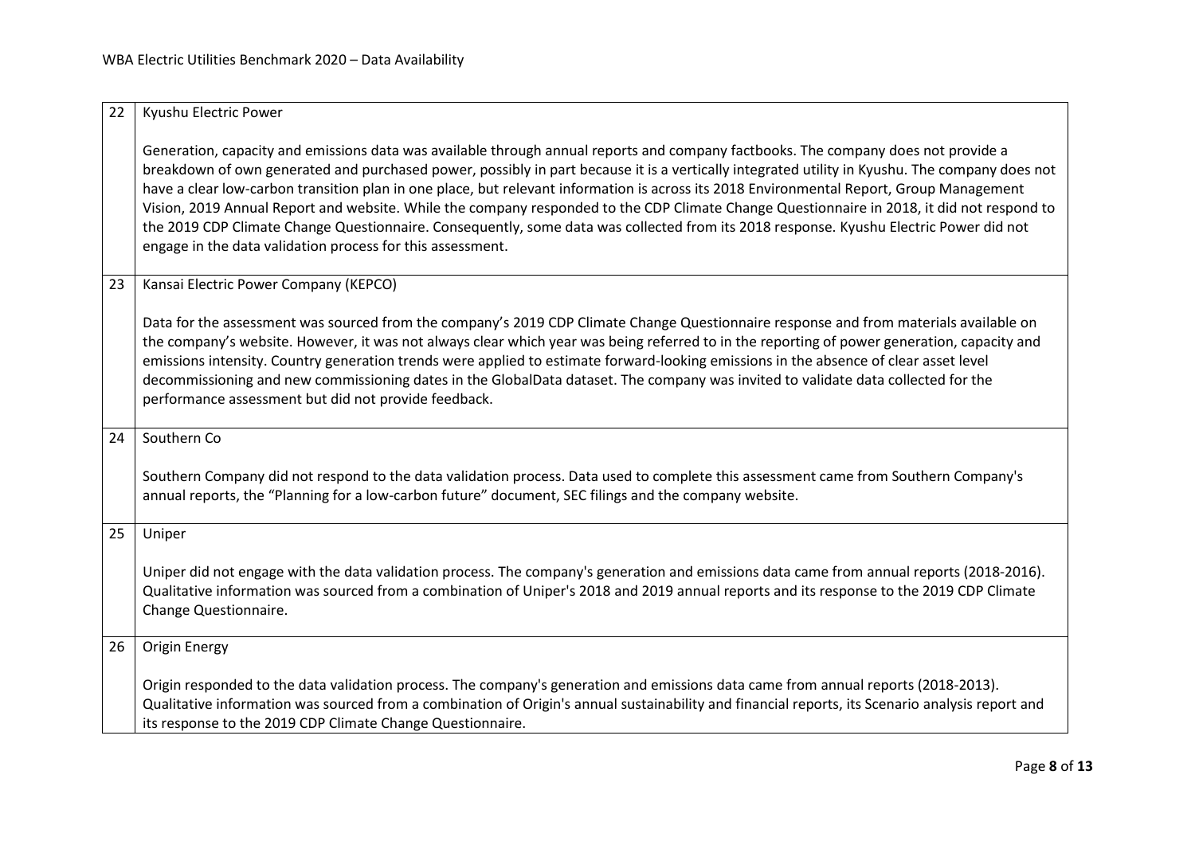| | |
|---|---|
| 22 | Kyushu Electric Power<br><br>Generation, capacity and emissions data was available through annual reports and company factbooks. The company does not provide a breakdown of own generated and purchased power, possibly in part because it is a vertically integrated utility in Kyushu. The company does not have a clear low-carbon transition plan in one place, but relevant information is across its 2018 Environmental Report, Group Management Vision, 2019 Annual Report and website. While the company responded to the CDP Climate Change Questionnaire in 2018, it did not respond to the 2019 CDP Climate Change Questionnaire. Consequently, some data was collected from its 2018 response. Kyushu Electric Power did not engage in the data validation process for this assessment. |
| 23 | Kansai Electric Power Company (KEPCO)<br><br>Data for the assessment was sourced from the company's 2019 CDP Climate Change Questionnaire response and from materials available on the company's website. However, it was not always clear which year was being referred to in the reporting of power generation, capacity and emissions intensity. Country generation trends were applied to estimate forward-looking emissions in the absence of clear asset level decommissioning and new commissioning dates in the GlobalData dataset. The company was invited to validate data collected for the performance assessment but did not provide feedback. |
| 24 | Southern Co<br><br>Southern Company did not respond to the data validation process. Data used to complete this assessment came from Southern Company's annual reports, the "Planning for a low-carbon future" document, SEC filings and the company website. |
| 25 | Uniper<br><br>Uniper did not engage with the data validation process. The company's generation and emissions data came from annual reports (2018-2016). Qualitative information was sourced from a combination of Uniper's 2018 and 2019 annual reports and its response to the 2019 CDP Climate Change Questionnaire. |
| 26 | Origin Energy<br><br>Origin responded to the data validation process. The company's generation and emissions data came from annual reports (2018-2013). Qualitative information was sourced from a combination of Origin's annual sustainability and financial reports, its Scenario analysis report and its response to the 2019 CDP Climate Change Questionnaire. |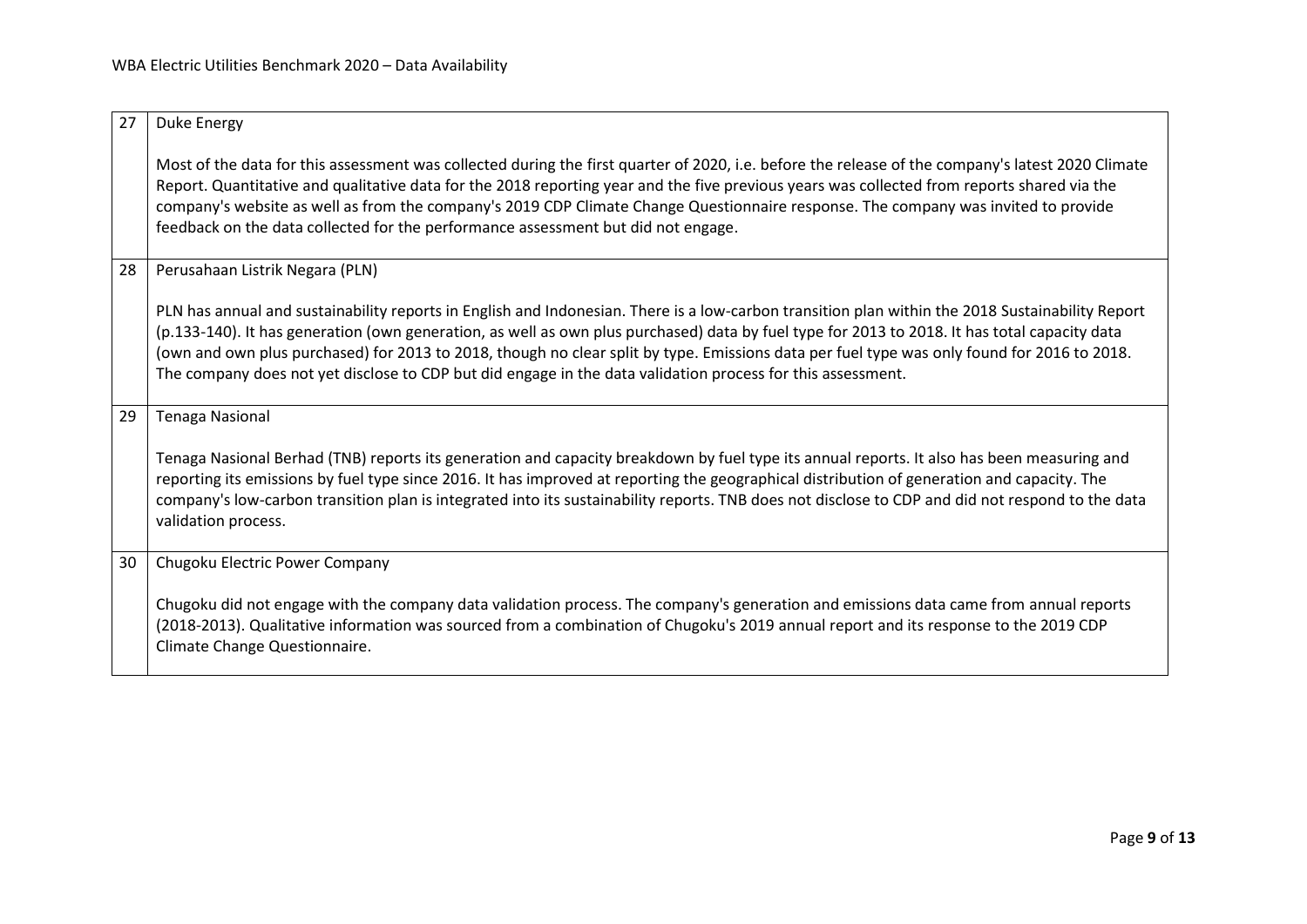| | |
|---|---|
| 27 | Duke Energy<br><br>Most of the data for this assessment was collected during the first quarter of 2020, i.e. before the release of the company's latest 2020 Climate Report. Quantitative and qualitative data for the 2018 reporting year and the five previous years was collected from reports shared via the company's website as well as from the company's 2019 CDP Climate Change Questionnaire response. The company was invited to provide feedback on the data collected for the performance assessment but did not engage. |
| 28 | Perusahaan Listrik Negara (PLN)<br><br>PLN has annual and sustainability reports in English and Indonesian. There is a low-carbon transition plan within the 2018 Sustainability Report (p.133-140). It has generation (own generation, as well as own plus purchased) data by fuel type for 2013 to 2018. It has total capacity data (own and own plus purchased) for 2013 to 2018, though no clear split by type. Emissions data per fuel type was only found for 2016 to 2018. The company does not yet disclose to CDP but did engage in the data validation process for this assessment. |
| 29 | Tenaga Nasional<br><br>Tenaga Nasional Berhad (TNB) reports its generation and capacity breakdown by fuel type its annual reports. It also has been measuring and reporting its emissions by fuel type since 2016. It has improved at reporting the geographical distribution of generation and capacity. The company's low-carbon transition plan is integrated into its sustainability reports. TNB does not disclose to CDP and did not respond to the data validation process. |
| 30 | Chugoku Electric Power Company<br><br>Chugoku did not engage with the company data validation process. The company's generation and emissions data came from annual reports (2018-2013). Qualitative information was sourced from a combination of Chugoku's 2019 annual report and its response to the 2019 CDP Climate Change Questionnaire. |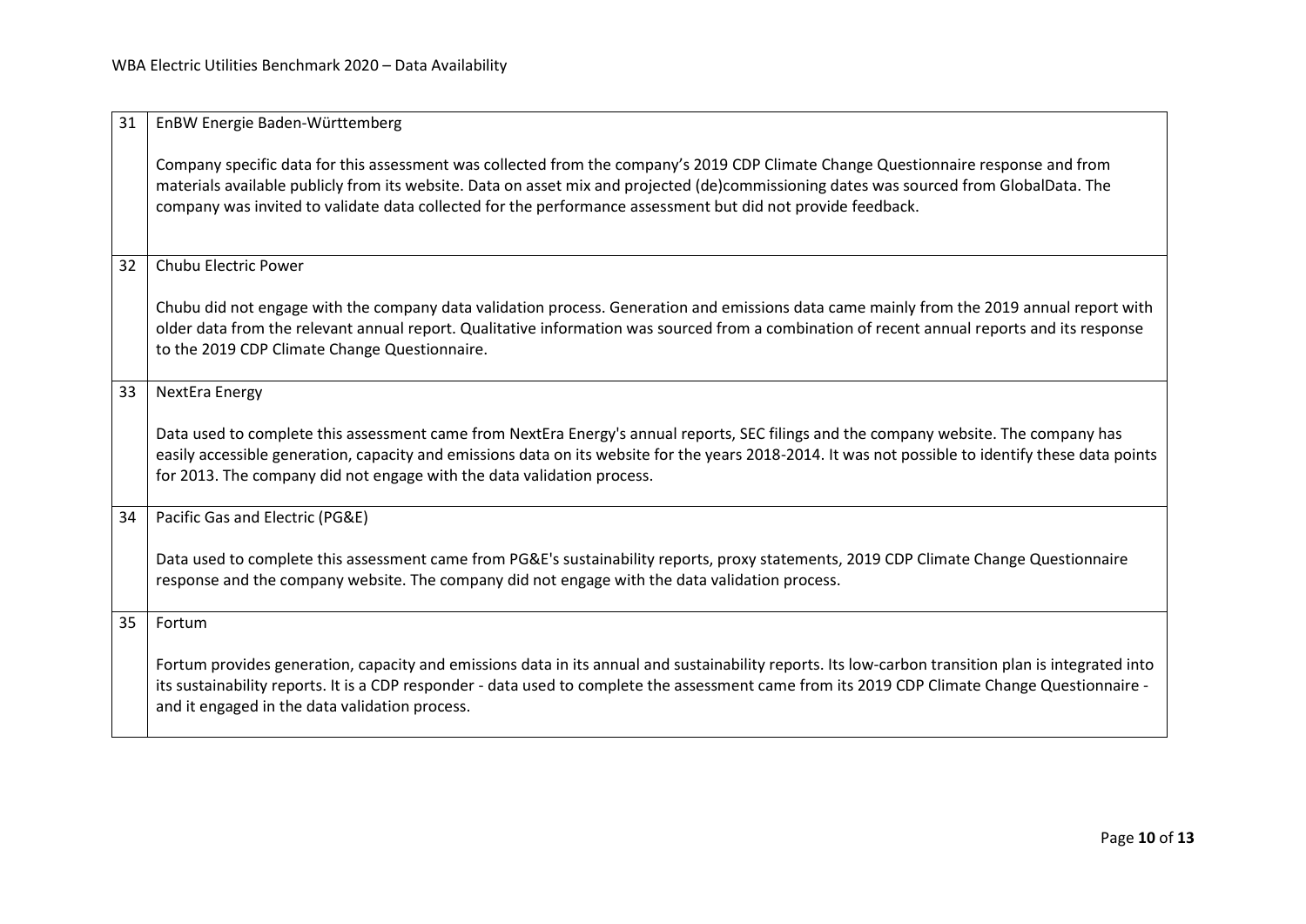| | |
|---|---|
| 31 | EnBW Energie Baden-Württemberg<br><br>Company specific data for this assessment was collected from the company's 2019 CDP Climate Change Questionnaire response and from materials available publicly from its website. Data on asset mix and projected (de)commissioning dates was sourced from GlobalData. The company was invited to validate data collected for the performance assessment but did not provide feedback. |
| 32 | Chubu Electric Power<br><br>Chubu did not engage with the company data validation process. Generation and emissions data came mainly from the 2019 annual report with older data from the relevant annual report. Qualitative information was sourced from a combination of recent annual reports and its response to the 2019 CDP Climate Change Questionnaire. |
| 33 | NextEra Energy<br><br>Data used to complete this assessment came from NextEra Energy's annual reports, SEC filings and the company website. The company has easily accessible generation, capacity and emissions data on its website for the years 2018-2014. It was not possible to identify these data points for 2013. The company did not engage with the data validation process. |
| 34 | Pacific Gas and Electric (PG&E)<br><br>Data used to complete this assessment came from PG&E's sustainability reports, proxy statements, 2019 CDP Climate Change Questionnaire response and the company website. The company did not engage with the data validation process. |
| 35 | Fortum<br><br>Fortum provides generation, capacity and emissions data in its annual and sustainability reports. Its low-carbon transition plan is integrated into its sustainability reports. It is a CDP responder - data used to complete the assessment came from its 2019 CDP Climate Change Questionnaire - and it engaged in the data validation process. |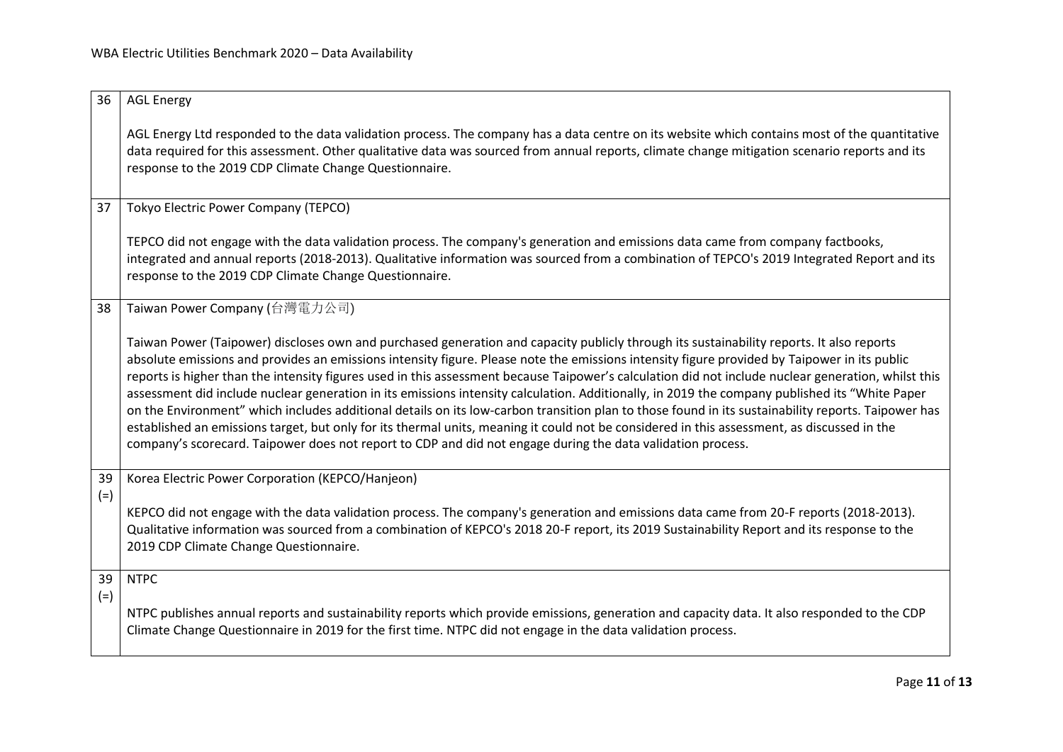| | |
|---|---|
| 36 | AGL Energy<br><br>AGL Energy Ltd responded to the data validation process. The company has a data centre on its website which contains most of the quantitative data required for this assessment. Other qualitative data was sourced from annual reports, climate change mitigation scenario reports and its response to the 2019 CDP Climate Change Questionnaire. |
| 37 | Tokyo Electric Power Company (TEPCO)<br><br>TEPCO did not engage with the data validation process. The company's generation and emissions data came from company factbooks, integrated and annual reports (2018-2013). Qualitative information was sourced from a combination of TEPCO's 2019 Integrated Report and its response to the 2019 CDP Climate Change Questionnaire. |
| 38 | Taiwan Power Company (台灣電力公司)<br><br>Taiwan Power (Taipower) discloses own and purchased generation and capacity publicly through its sustainability reports. It also reports absolute emissions and provides an emissions intensity figure. Please note the emissions intensity figure provided by Taipower in its public reports is higher than the intensity figures used in this assessment because Taipower's calculation did not include nuclear generation, whilst this assessment did include nuclear generation in its emissions intensity calculation. Additionally, in 2019 the company published its "White Paper on the Environment" which includes additional details on its low-carbon transition plan to those found in its sustainability reports. Taipower has established an emissions target, but only for its thermal units, meaning it could not be considered in this assessment, as discussed in the company's scorecard. Taipower does not report to CDP and did not engage during the data validation process. |
| 39 (=) | Korea Electric Power Corporation (KEPCO/Hanjeon)<br><br>KEPCO did not engage with the data validation process. The company's generation and emissions data came from 20-F reports (2018-2013). Qualitative information was sourced from a combination of KEPCO's 2018 20-F report, its 2019 Sustainability Report and its response to the 2019 CDP Climate Change Questionnaire. |
| 39 (=) | NTPC<br><br>NTPC publishes annual reports and sustainability reports which provide emissions, generation and capacity data. It also responded to the CDP Climate Change Questionnaire in 2019 for the first time. NTPC did not engage in the data validation process. |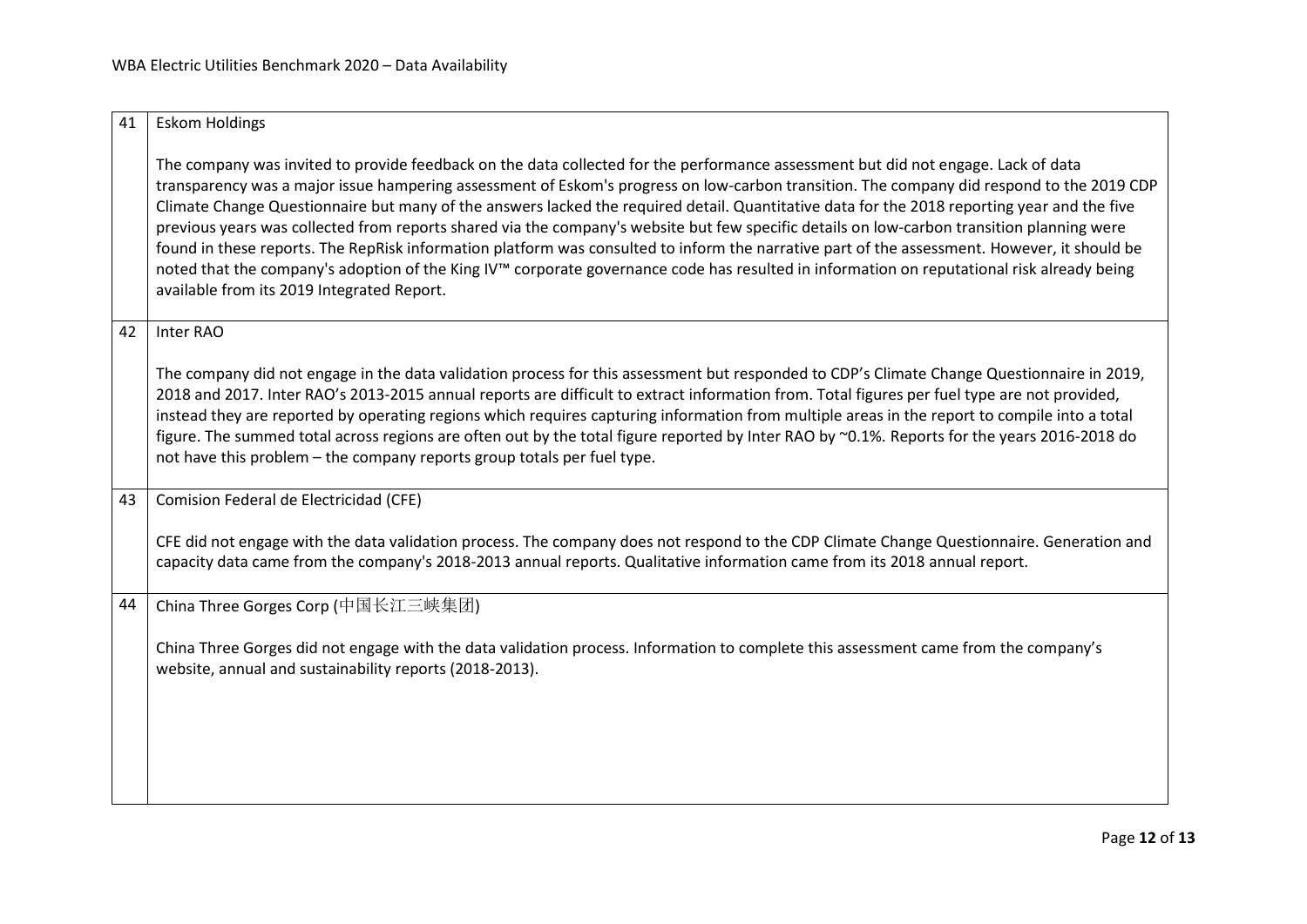| | |
|---|---|
| 41 | Eskom Holdings<br><br>The company was invited to provide feedback on the data collected for the performance assessment but did not engage. Lack of data transparency was a major issue hampering assessment of Eskom's progress on low-carbon transition. The company did respond to the 2019 CDP Climate Change Questionnaire but many of the answers lacked the required detail. Quantitative data for the 2018 reporting year and the five previous years was collected from reports shared via the company's website but few specific details on low-carbon transition planning were found in these reports. The RepRisk information platform was consulted to inform the narrative part of the assessment. However, it should be noted that the company's adoption of the King IV™ corporate governance code has resulted in information on reputational risk already being available from its 2019 Integrated Report. |
| 42 | Inter RAO<br><br>The company did not engage in the data validation process for this assessment but responded to CDP's Climate Change Questionnaire in 2019, 2018 and 2017. Inter RAO's 2013-2015 annual reports are difficult to extract information from. Total figures per fuel type are not provided, instead they are reported by operating regions which requires capturing information from multiple areas in the report to compile into a total figure. The summed total across regions are often out by the total figure reported by Inter RAO by ~0.1%. Reports for the years 2016-2018 do not have this problem – the company reports group totals per fuel type. |
| 43 | Comision Federal de Electricidad (CFE)<br><br>CFE did not engage with the data validation process. The company does not respond to the CDP Climate Change Questionnaire. Generation and capacity data came from the company's 2018-2013 annual reports. Qualitative information came from its 2018 annual report. |
| 44 | China Three Gorges Corp (中国长江三峡集团)<br><br>China Three Gorges did not engage with the data validation process. Information to complete this assessment came from the company's website, annual and sustainability reports (2018-2013). |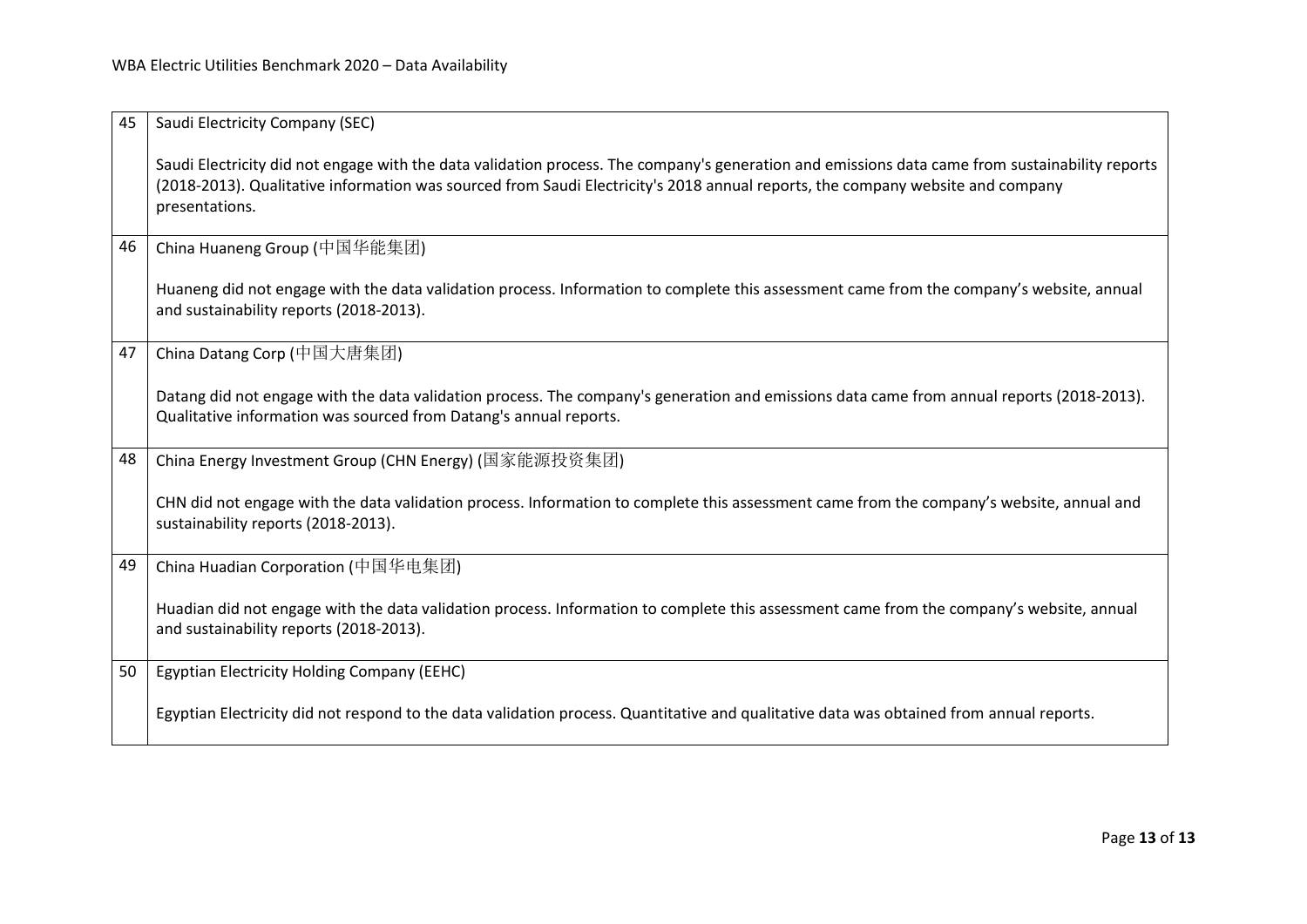| | |
|---|---|
| 45 | Saudi Electricity Company (SEC)<br><br>Saudi Electricity did not engage with the data validation process. The company's generation and emissions data came from sustainability reports (2018-2013). Qualitative information was sourced from Saudi Electricity's 2018 annual reports, the company website and company presentations. |
| 46 | China Huaneng Group (中国华能集团)<br><br>Huaneng did not engage with the data validation process. Information to complete this assessment came from the company's website, annual and sustainability reports (2018-2013). |
| 47 | China Datang Corp (中国大唐集团)<br><br>Datang did not engage with the data validation process. The company's generation and emissions data came from annual reports (2018-2013). Qualitative information was sourced from Datang's annual reports. |
| 48 | China Energy Investment Group (CHN Energy) (国家能源投资集团)<br><br>CHN did not engage with the data validation process. Information to complete this assessment came from the company's website, annual and sustainability reports (2018-2013). |
| 49 | China Huadian Corporation (中国华电集团)<br><br>Huadian did not engage with the data validation process. Information to complete this assessment came from the company's website, annual and sustainability reports (2018-2013). |
| 50 | Egyptian Electricity Holding Company (EEHC)<br><br>Egyptian Electricity did not respond to the data validation process. Quantitative and qualitative data was obtained from annual reports. |